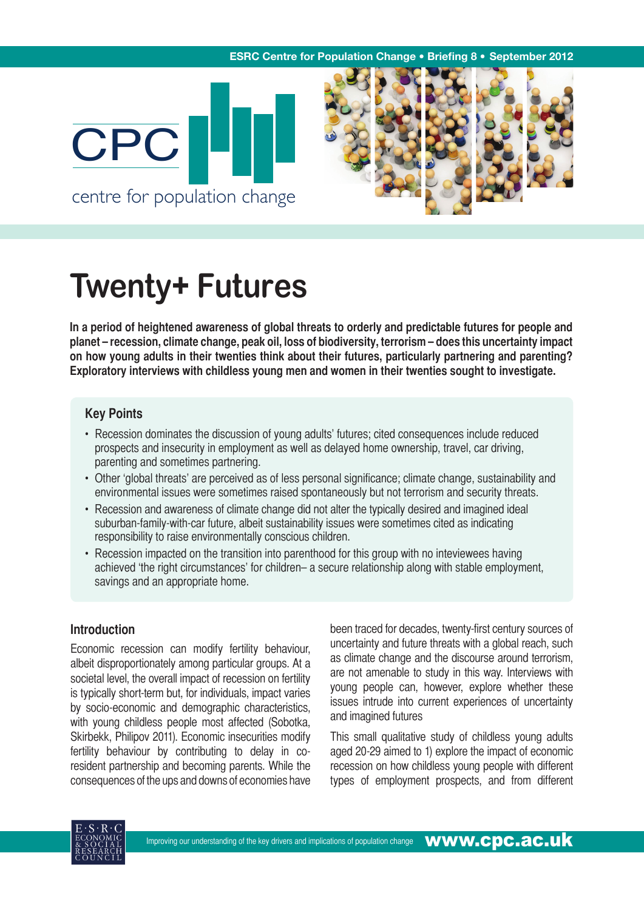# Twenty+ Futures

**In a period of heightened awareness of global threats to orderly and predictable futures for people and planet – recession, climate change, peak oil, loss of biodiversity, terrorism – does this uncertainty impact on how young adults in their twenties think about their futures, particularly partnering and parenting? Exploratory interviews with childless young men and women in their twenties sought to investigate.**

## Key Points

- Recession dominates the discussion of young adults' futures; cited consequences include reduced prospects and insecurity in employment as well as delayed home ownership, travel, car driving, parenting and sometimes partnering.
- Other 'global threats' are perceived as of less personal significance; climate change, sustainability and environmental issues were sometimes raised spontaneously but not terrorism and security threats.
- Recession and awareness of climate change did not alter the typically desired and imagined ideal suburban-family-with-car future, albeit sustainability issues were sometimes cited as indicating responsibility to raise environmentally conscious children.
- Recession impacted on the transition into parenthood for this group with no inteviewees having achieved 'the right circumstances' for children– a secure relationship along with stable employment, savings and an appropriate home.

## Introduction

Economic recession can modify fertility behaviour, albeit disproportionately among particular groups. At a societal level, the overall impact of recession on fertility is typically short-term but, for individuals, impact varies by socio-economic and demographic characteristics, with young childless people most affected (Sobotka, Skirbekk, Philipov 2011). Economic insecurities modify fertility behaviour by contributing to delay in co-resident partnership and becoming parents. While the consequences of the ups and downs of economies have been traced for decades, twenty-first century sources of uncertainty and future threats with a global reach, such as climate change and the discourse around terrorism, are not amenable to study in this way. Interviews with young people can, however, explore whether these issues intrude into current experiences of uncertainty and imagined futures

This small qualitative study of childless young adults aged 20-29 aimed to 1) explore the impact of economic recession on how childless young people with different types of employment prospects, and from different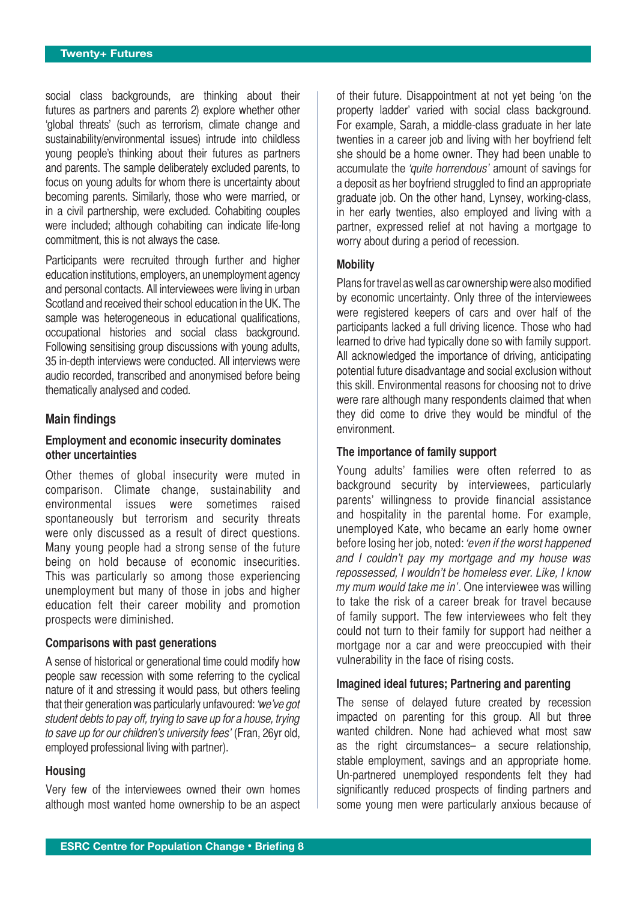social class backgrounds, are thinking about their futures as partners and parents 2) explore whether other 'global threats' (such as terrorism, climate change and sustainability/environmental issues) intrude into childless young people's thinking about their futures as partners and parents. The sample deliberately excluded parents, to focus on young adults for whom there is uncertainty about becoming parents. Similarly, those who were married, or in a civil partnership, were excluded. Cohabiting couples were included; although cohabiting can indicate life-long commitment, this is not always the case.

Participants were recruited through further and higher education institutions, employers, an unemployment agency and personal contacts. All interviewees were living in urban Scotland and received their school education in the UK. The sample was heterogeneous in educational qualifications, occupational histories and social class background. Following sensitising group discussions with young adults, 35 in-depth interviews were conducted. All interviews were audio recorded, transcribed and anonymised before being thematically analysed and coded.

## Main findings

### Employment and economic insecurity dominates other uncertainties

Other themes of global insecurity were muted in comparison. Climate change, sustainability and environmental issues were sometimes raised spontaneously but terrorism and security threats were only discussed as a result of direct questions. Many young people had a strong sense of the future being on hold because of economic insecurities. This was particularly so among those experiencing unemployment but many of those in jobs and higher education felt their career mobility and promotion prospects were diminished.

### Comparisons with past generations

A sense of historical or generational time could modify how people saw recession with some referring to the cyclical nature of it and stressing it would pass, but others feeling that their generation was particularly unfavoured: *'we've got student debts to pay off, trying to save up for a house, trying to save up for our children's university fees'* (Fran, 26yr old, employed professional living with partner).

### Housing

Very few of the interviewees owned their own homes although most wanted home ownership to be an aspect of their future. Disappointment at not yet being 'on the property ladder' varied with social class background. For example, Sarah, a middle-class graduate in her late twenties in a career job and living with her boyfriend felt she should be a home owner. They had been unable to accumulate the *'quite horrendous'* amount of savings for a deposit as her boyfriend struggled to find an appropriate graduate job. On the other hand, Lynsey, working-class, in her early twenties, also employed and living with a partner, expressed relief at not having a mortgage to worry about during a period of recession.

### Mobility

Plans for travel as well as car ownership were also modified by economic uncertainty. Only three of the interviewees were registered keepers of cars and over half of the participants lacked a full driving licence. Those who had learned to drive had typically done so with family support. All acknowledged the importance of driving, anticipating potential future disadvantage and social exclusion without this skill. Environmental reasons for choosing not to drive were rare although many respondents claimed that when they did come to drive they would be mindful of the environment.

### The importance of family support

Young adults' families were often referred to as background security by interviewees, particularly parents' willingness to provide financial assistance and hospitality in the parental home. For example, unemployed Kate, who became an early home owner before losing her job, noted: *'even if the worst happened and I couldn't pay my mortgage and my house was repossessed, I wouldn't be homeless ever. Like, I know my mum would take me in'*. One interviewee was willing to take the risk of a career break for travel because of family support. The few interviewees who felt they could not turn to their family for support had neither a mortgage nor a car and were preoccupied with their vulnerability in the face of rising costs.

### Imagined ideal futures; Partnering and parenting

The sense of delayed future created by recession impacted on parenting for this group. All but three wanted children. None had achieved what most saw as the right circumstances– a secure relationship, stable employment, savings and an appropriate home. Un-partnered unemployed respondents felt they had significantly reduced prospects of finding partners and some young men were particularly anxious because of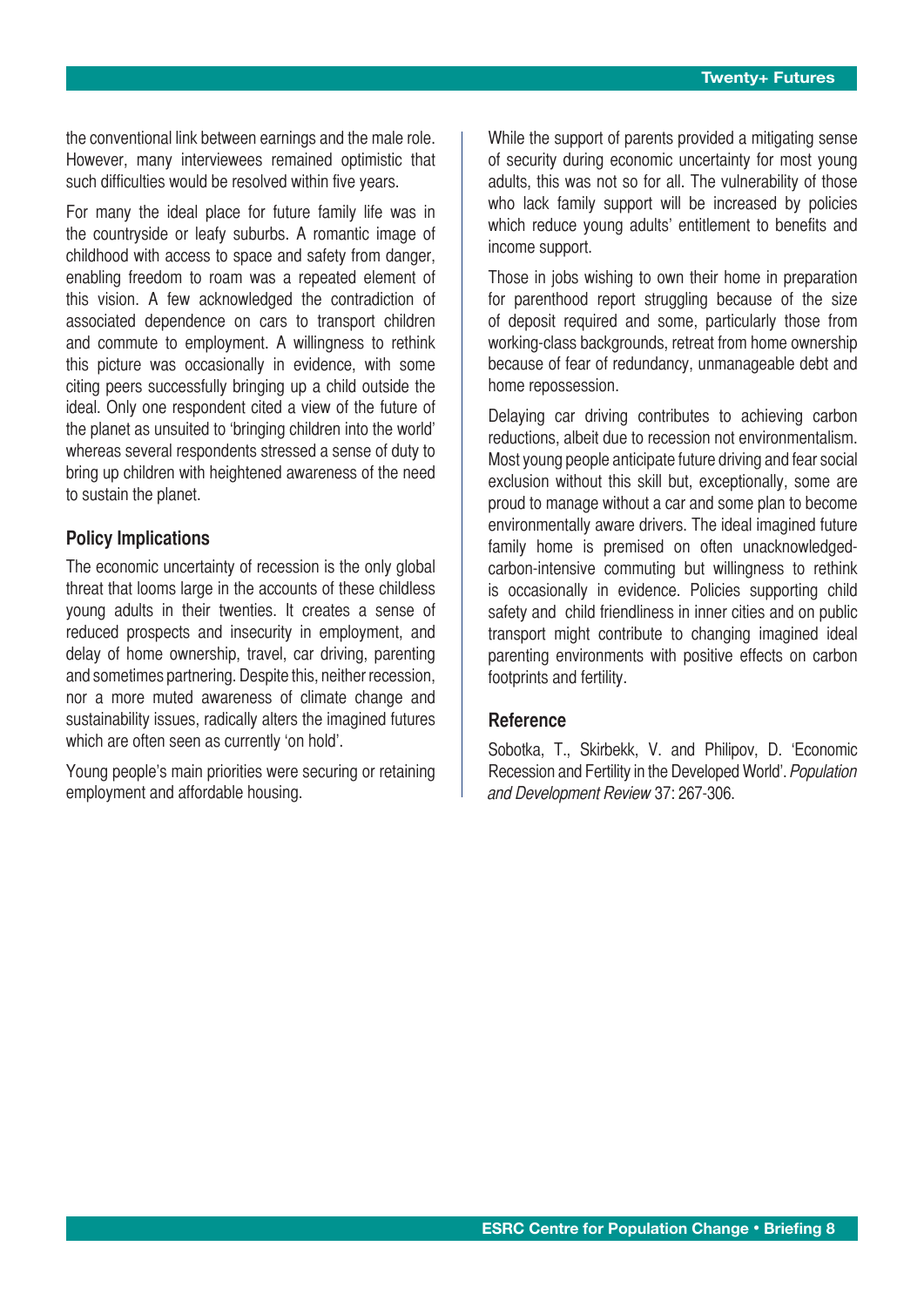the conventional link between earnings and the male role. However, many interviewees remained optimistic that such difficulties would be resolved within five years.

For many the ideal place for future family life was in the countryside or leafy suburbs. A romantic image of childhood with access to space and safety from danger, enabling freedom to roam was a repeated element of this vision. A few acknowledged the contradiction of associated dependence on cars to transport children and commute to employment. A willingness to rethink this picture was occasionally in evidence, with some citing peers successfully bringing up a child outside the ideal. Only one respondent cited a view of the future of the planet as unsuited to 'bringing children into the world' whereas several respondents stressed a sense of duty to bring up children with heightened awareness of the need to sustain the planet.

### Policy Implications

The economic uncertainty of recession is the only global threat that looms large in the accounts of these childless young adults in their twenties. It creates a sense of reduced prospects and insecurity in employment, and delay of home ownership, travel, car driving, parenting and sometimes partnering. Despite this, neither recession, nor a more muted awareness of climate change and sustainability issues, radically alters the imagined futures which are often seen as currently 'on hold'.

Young people's main priorities were securing or retaining employment and affordable housing.

While the support of parents provided a mitigating sense of security during economic uncertainty for most young adults, this was not so for all. The vulnerability of those who lack family support will be increased by policies which reduce young adults' entitlement to benefits and income support.

Those in jobs wishing to own their home in preparation for parenthood report struggling because of the size of deposit required and some, particularly those from working-class backgrounds, retreat from home ownership because of fear of redundancy, unmanageable debt and home repossession.

Delaying car driving contributes to achieving carbon reductions, albeit due to recession not environmentalism. Most young people anticipate future driving and fear social exclusion without this skill but, exceptionally, some are proud to manage without a car and some plan to become environmentally aware drivers. The ideal imagined future family home is premised on often unacknowledged-carbon-intensive commuting but willingness to rethink is occasionally in evidence. Policies supporting child safety and child friendliness in inner cities and on public transport might contribute to changing imagined ideal parenting environments with positive effects on carbon footprints and fertility.

### Reference

Sobotka, T., Skirbekk, V. and Philipov, D. 'Economic Recession and Fertility in the Developed World'. *Population and Development Review* 37: 267-306.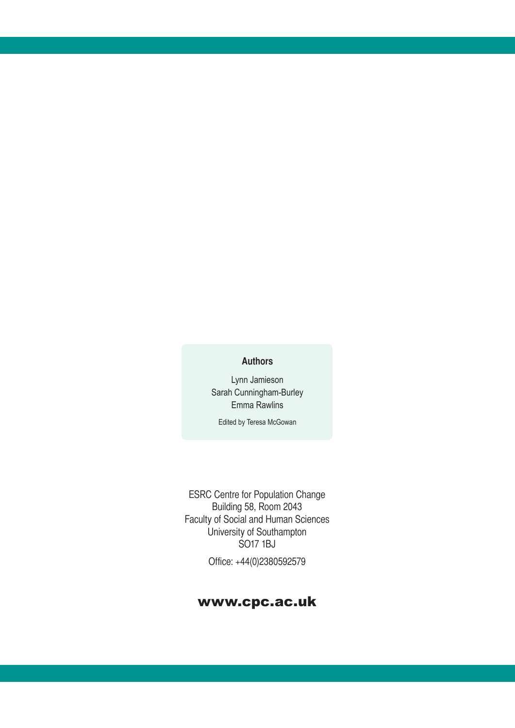**Authors**

Lynn Jamieson
Sarah Cunningham-Burley
Emma Rawlins

Edited by Teresa McGowan

ESRC Centre for Population Change
Building 58, Room 2043
Faculty of Social and Human Sciences
University of Southampton
SO17 1BJ

Office: +44(0)2380592579

**www.cpc.ac.uk**